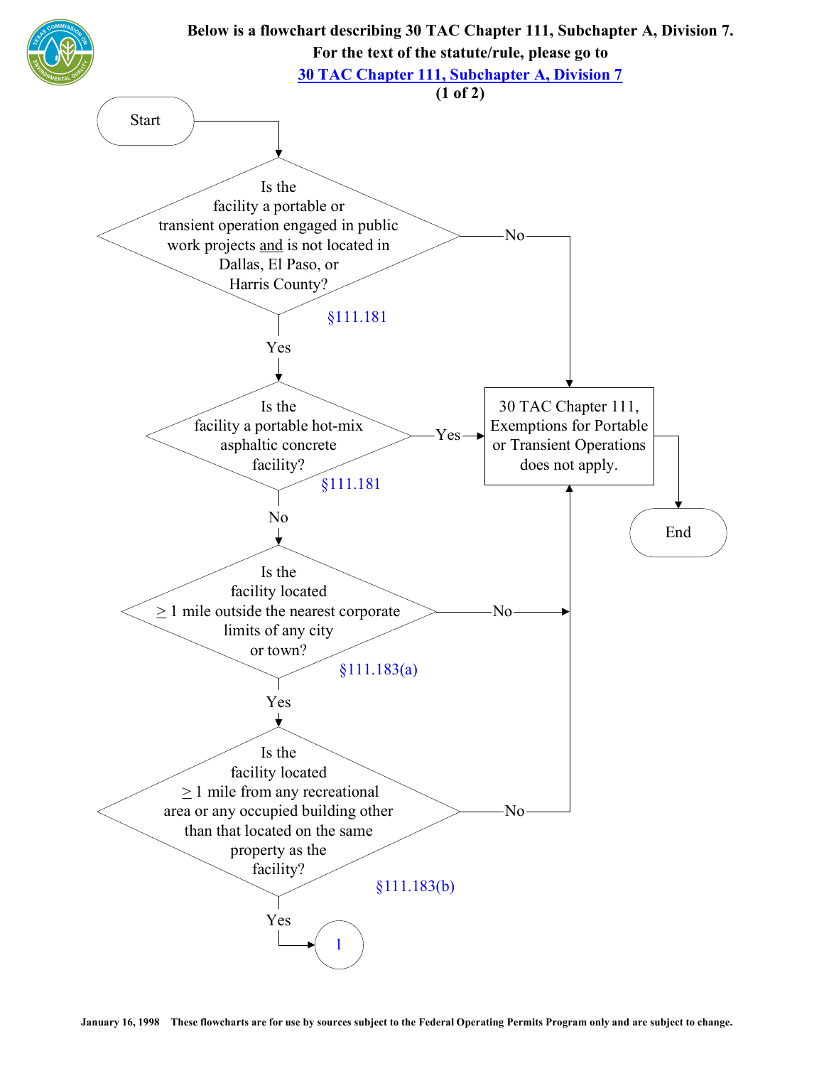**Below is a flowchart describing 30 TAC Chapter 111, Subchapter A, Division 7.**

**For the text of the statute/rule, please go to**

**[30 TAC Chapter 111, Subchapter A, Division 7]()**

**(1 of 2)**

Start

**Is the facility a portable or transient operation engaged in public work projects and is not located in Dallas, El Paso, or Harris County?** (§111.181)

- No → 30 TAC Chapter 111, Exemptions for Portable or Transient Operations does not apply. → End
- Yes → next question

**Is the facility a portable hot-mix asphaltic concrete facility?** (§111.181)

- Yes → 30 TAC Chapter 111, Exemptions for Portable or Transient Operations does not apply. → End
- No → next question

**Is the facility located ≥ 1 mile outside the nearest corporate limits of any city or town?** (§111.183(a))

- No → 30 TAC Chapter 111, Exemptions for Portable or Transient Operations does not apply. → End
- Yes → next question

**Is the facility located ≥ 1 mile from any recreational area or any occupied building other than that located on the same property as the facility?** (§111.183(b))

- No → 30 TAC Chapter 111, Exemptions for Portable or Transient Operations does not apply. → End
- Yes → 1

January 16, 1998 These flowcharts are for use by sources subject to the Federal Operating Permits Program only and are subject to change.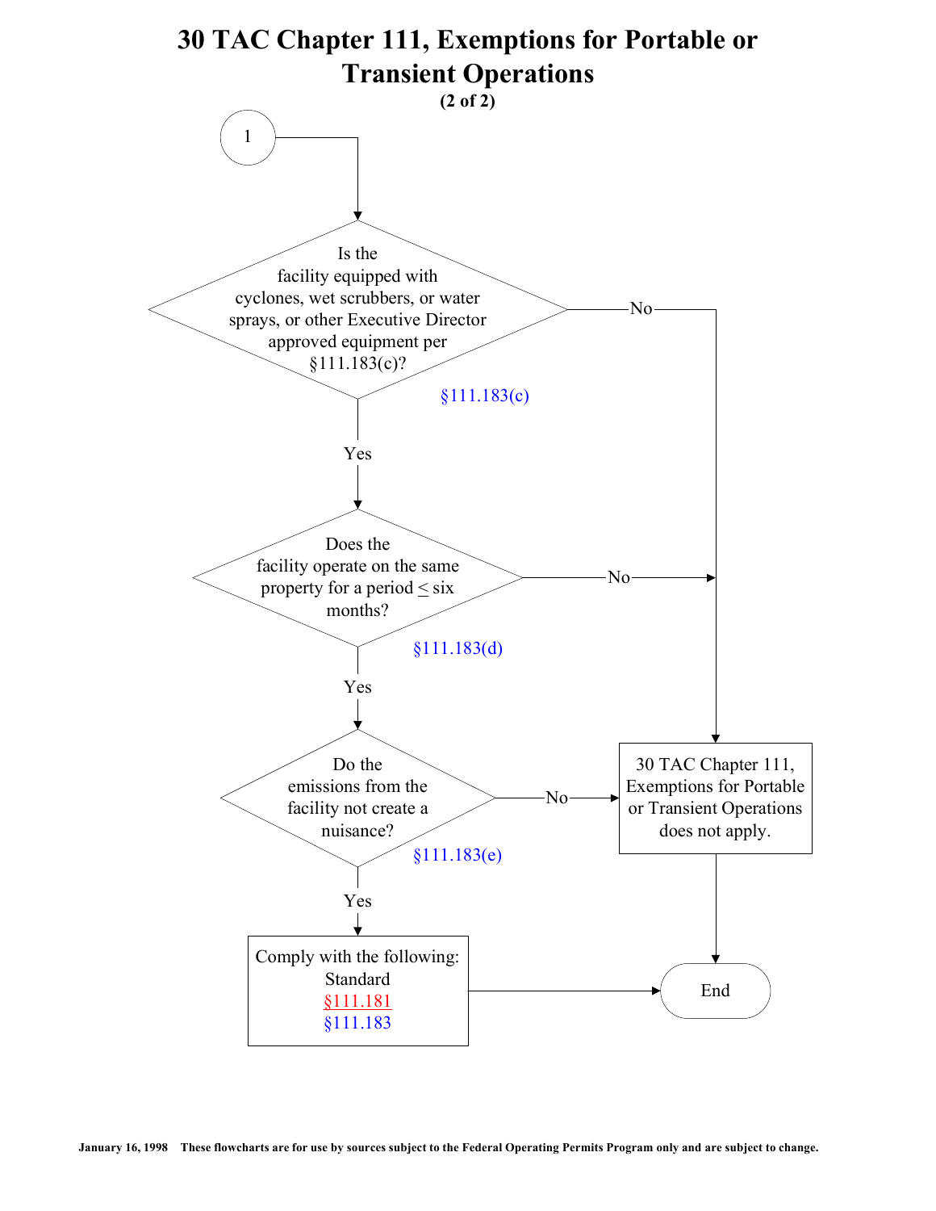# 30 TAC Chapter 111, Exemptions for Portable or Transient Operations

**(2 of 2)**

1

Is the facility equipped with cyclones, wet scrubbers, or water sprays, or other Executive Director approved equipment per §111.183(c)?

§111.183(c)

No

Yes

Does the facility operate on the same property for a period ≤ six months?

§111.183(d)

No

Yes

Do the emissions from the facility not create a nuisance?

§111.183(e)

No

30 TAC Chapter 111, Exemptions for Portable or Transient Operations does not apply.

Yes

Comply with the following:
Standard
§111.181
§111.183

End

**January 16, 1998 These flowcharts are for use by sources subject to the Federal Operating Permits Program only and are subject to change.**